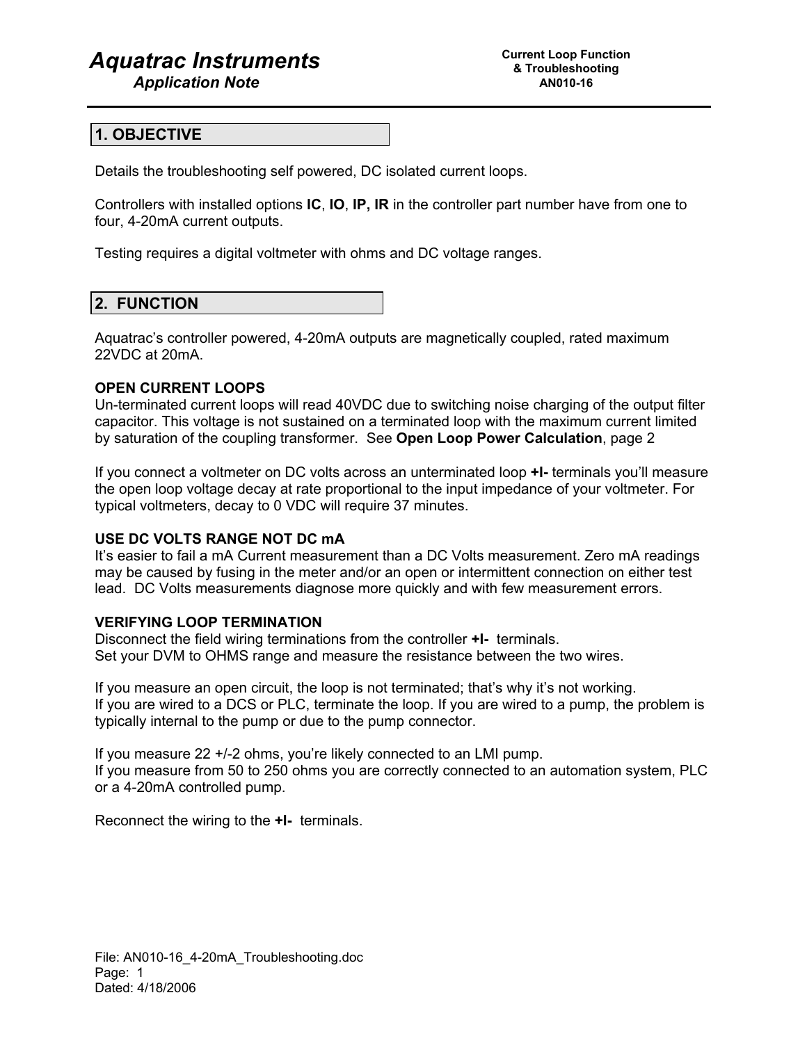# Aquatrac Instruments

*Application Note*

**Current Loop Function & Troubleshooting AN010-16**

## 1. OBJECTIVE

Details the troubleshooting self powered, DC isolated current loops.

Controllers with installed options **IC**, **IO**, **IP, IR** in the controller part number have from one to four, 4-20mA current outputs.

Testing requires a digital voltmeter with ohms and DC voltage ranges.

## 2. FUNCTION

Aquatrac's controller powered, 4-20mA outputs are magnetically coupled, rated maximum 22VDC at 20mA.

**OPEN CURRENT LOOPS**

Un-terminated current loops will read 40VDC due to switching noise charging of the output filter capacitor. This voltage is not sustained on a terminated loop with the maximum current limited by saturation of the coupling transformer. See **Open Loop Power Calculation**, page 2

If you connect a voltmeter on DC volts across an unterminated loop **+I-** terminals you'll measure the open loop voltage decay at rate proportional to the input impedance of your voltmeter. For typical voltmeters, decay to 0 VDC will require 37 minutes.

**USE DC VOLTS RANGE NOT DC mA**

It's easier to fail a mA Current measurement than a DC Volts measurement. Zero mA readings may be caused by fusing in the meter and/or an open or intermittent connection on either test lead. DC Volts measurements diagnose more quickly and with few measurement errors.

**VERIFYING LOOP TERMINATION**

Disconnect the field wiring terminations from the controller **+I-** terminals.
Set your DVM to OHMS range and measure the resistance between the two wires.

If you measure an open circuit, the loop is not terminated; that's why it's not working.
If you are wired to a DCS or PLC, terminate the loop. If you are wired to a pump, the problem is typically internal to the pump or due to the pump connector.

If you measure 22 +/-2 ohms, you're likely connected to an LMI pump.
If you measure from 50 to 250 ohms you are correctly connected to an automation system, PLC or a 4-20mA controlled pump.

Reconnect the wiring to the **+I-** terminals.

File: AN010-16_4-20mA_Troubleshooting.doc
Dated: 4/18/2006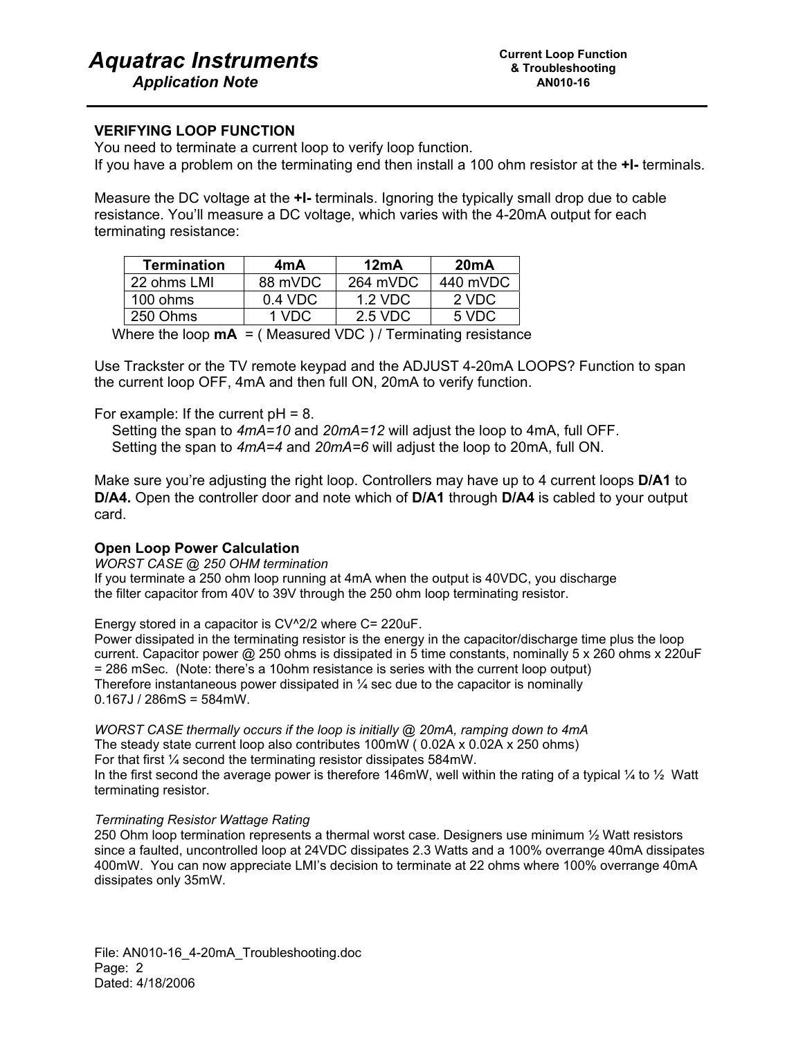## VERIFYING LOOP FUNCTION

You need to terminate a current loop to verify loop function.
If you have a problem on the terminating end then install a 100 ohm resistor at the **+I-** terminals.

Measure the DC voltage at the **+I-** terminals. Ignoring the typically small drop due to cable resistance. You'll measure a DC voltage, which varies with the 4-20mA output for each terminating resistance:

| Termination | 4mA | 12mA | 20mA |
|---|---|---|---|
| 22 ohms LMI | 88 mVDC | 264 mVDC | 440 mVDC |
| 100 ohms | 0.4 VDC | 1.2 VDC | 2 VDC |
| 250 Ohms | 1 VDC | 2.5 VDC | 5 VDC |

Where the loop **mA** = ( Measured VDC ) / Terminating resistance

Use Trackster or the TV remote keypad and the ADJUST 4-20mA LOOPS? Function to span the current loop OFF, 4mA and then full ON, 20mA to verify function.

For example: If the current pH = 8.
 Setting the span to *4mA=10* and *20mA=12* will adjust the loop to 4mA, full OFF.
 Setting the span to *4mA=4* and *20mA=6* will adjust the loop to 20mA, full ON.

Make sure you're adjusting the right loop. Controllers may have up to 4 current loops **D/A1** to **D/A4.** Open the controller door and note which of **D/A1** through **D/A4** is cabled to your output card.

### Open Loop Power Calculation

*WORST CASE @ 250 OHM termination*
If you terminate a 250 ohm loop running at 4mA when the output is 40VDC, you discharge the filter capacitor from 40V to 39V through the 250 ohm loop terminating resistor.

Energy stored in a capacitor is CV^2/2 where C= 220uF.
Power dissipated in the terminating resistor is the energy in the capacitor/discharge time plus the loop current. Capacitor power @ 250 ohms is dissipated in 5 time constants, nominally 5 x 260 ohms x 220uF = 286 mSec. (Note: there's a 10ohm resistance is series with the current loop output)
Therefore instantaneous power dissipated in ¼ sec due to the capacitor is nominally
0.167J / 286mS = 584mW.

*WORST CASE thermally occurs if the loop is initially @ 20mA, ramping down to 4mA*
The steady state current loop also contributes 100mW ( 0.02A x 0.02A x 250 ohms)
For that first ¼ second the terminating resistor dissipates 584mW.
In the first second the average power is therefore 146mW, well within the rating of a typical ¼ to ½ Watt terminating resistor.

*Terminating Resistor Wattage Rating*
250 Ohm loop termination represents a thermal worst case. Designers use minimum ½ Watt resistors since a faulted, uncontrolled loop at 24VDC dissipates 2.3 Watts and a 100% overrange 40mA dissipates 400mW. You can now appreciate LMI's decision to terminate at 22 ohms where 100% overrange 40mA dissipates only 35mW.